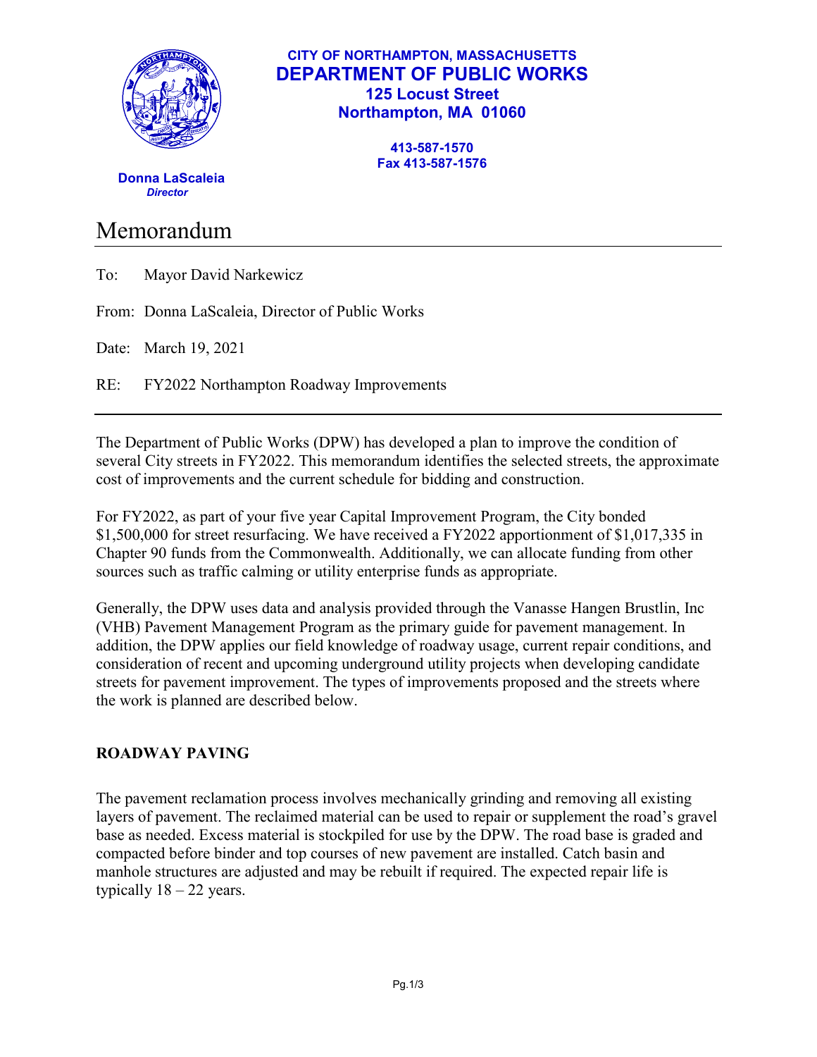**CITY OF NORTHAMPTON, MASSACHUSETTS**
**DEPARTMENT OF PUBLIC WORKS**
**125 Locust Street**
**Northampton, MA 01060**

**413-587-1570**
**Fax 413-587-1576**

**Donna LaScaleia**
***Director***

# Memorandum

To: Mayor David Narkewicz

From: Donna LaScaleia, Director of Public Works

Date: March 19, 2021

RE: FY2022 Northampton Roadway Improvements

---

The Department of Public Works (DPW) has developed a plan to improve the condition of several City streets in FY2022. This memorandum identifies the selected streets, the approximate cost of improvements and the current schedule for bidding and construction.

For FY2022, as part of your five year Capital Improvement Program, the City bonded $1,500,000 for street resurfacing. We have received a FY2022 apportionment of $1,017,335 in Chapter 90 funds from the Commonwealth. Additionally, we can allocate funding from other sources such as traffic calming or utility enterprise funds as appropriate.

Generally, the DPW uses data and analysis provided through the Vanasse Hangen Brustlin, Inc (VHB) Pavement Management Program as the primary guide for pavement management. In addition, the DPW applies our field knowledge of roadway usage, current repair conditions, and consideration of recent and upcoming underground utility projects when developing candidate streets for pavement improvement. The types of improvements proposed and the streets where the work is planned are described below.

## ROADWAY PAVING

The pavement reclamation process involves mechanically grinding and removing all existing layers of pavement. The reclaimed material can be used to repair or supplement the road's gravel base as needed. Excess material is stockpiled for use by the DPW. The road base is graded and compacted before binder and top courses of new pavement are installed. Catch basin and manhole structures are adjusted and may be rebuilt if required. The expected repair life is typically 18 – 22 years.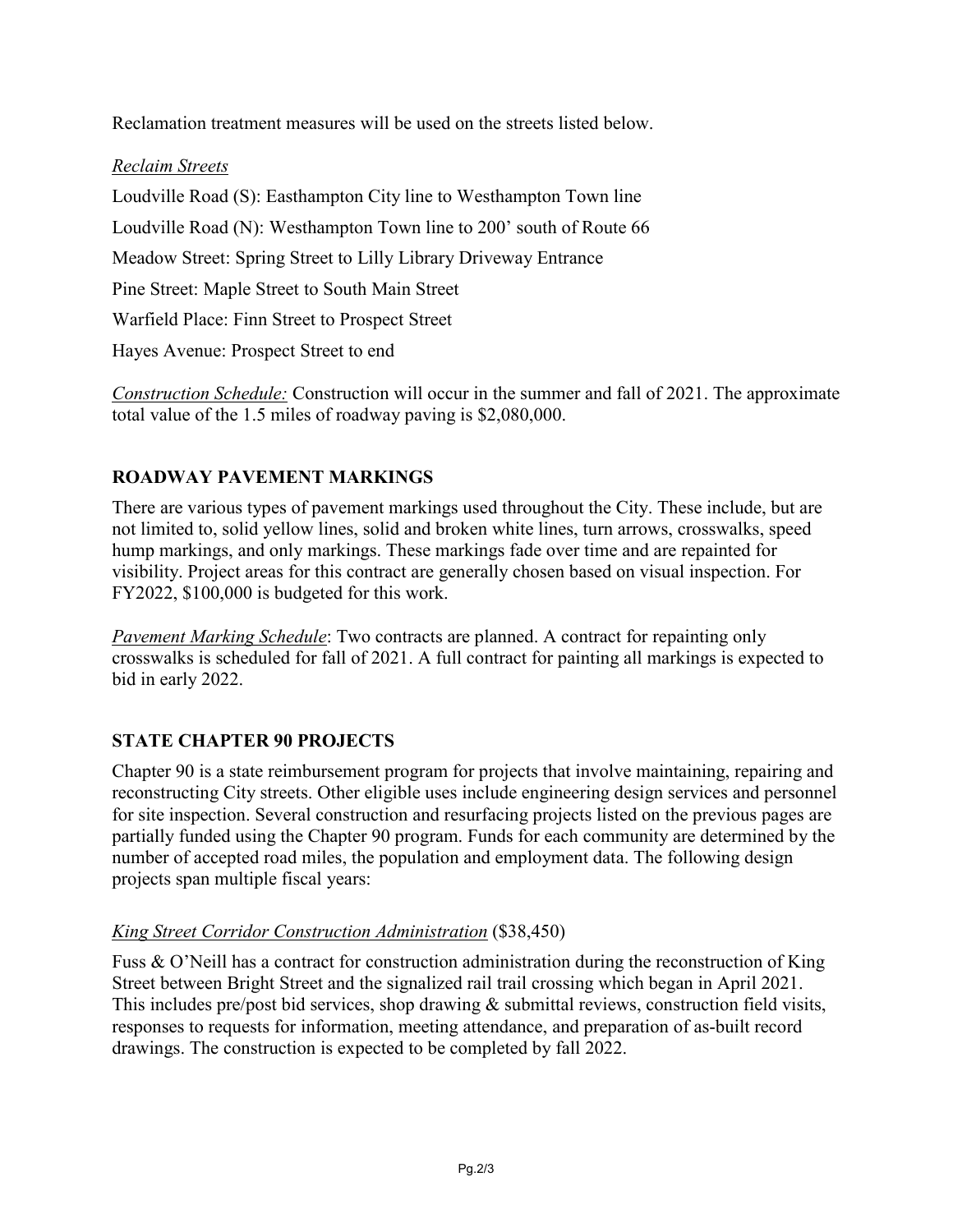Reclamation treatment measures will be used on the streets listed below.

*Reclaim Streets*

Loudville Road (S): Easthampton City line to Westhampton Town line

Loudville Road (N): Westhampton Town line to 200' south of Route 66

Meadow Street: Spring Street to Lilly Library Driveway Entrance

Pine Street: Maple Street to South Main Street

Warfield Place: Finn Street to Prospect Street

Hayes Avenue: Prospect Street to end

*Construction Schedule:* Construction will occur in the summer and fall of 2021. The approximate total value of the 1.5 miles of roadway paving is $2,080,000.

## ROADWAY PAVEMENT MARKINGS

There are various types of pavement markings used throughout the City. These include, but are not limited to, solid yellow lines, solid and broken white lines, turn arrows, crosswalks, speed hump markings, and only markings. These markings fade over time and are repainted for visibility. Project areas for this contract are generally chosen based on visual inspection. For FY2022, $100,000 is budgeted for this work.

*Pavement Marking Schedule*: Two contracts are planned. A contract for repainting only crosswalks is scheduled for fall of 2021. A full contract for painting all markings is expected to bid in early 2022.

## STATE CHAPTER 90 PROJECTS

Chapter 90 is a state reimbursement program for projects that involve maintaining, repairing and reconstructing City streets. Other eligible uses include engineering design services and personnel for site inspection. Several construction and resurfacing projects listed on the previous pages are partially funded using the Chapter 90 program. Funds for each community are determined by the number of accepted road miles, the population and employment data. The following design projects span multiple fiscal years:

*King Street Corridor Construction Administration* ($38,450)

Fuss & O'Neill has a contract for construction administration during the reconstruction of King Street between Bright Street and the signalized rail trail crossing which began in April 2021. This includes pre/post bid services, shop drawing & submittal reviews, construction field visits, responses to requests for information, meeting attendance, and preparation of as-built record drawings. The construction is expected to be completed by fall 2022.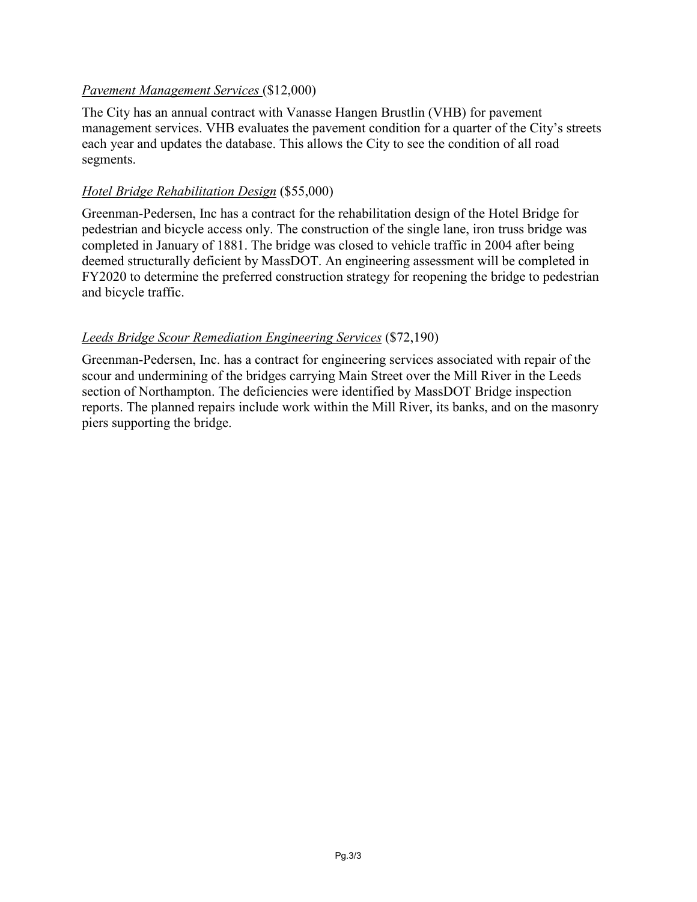*Pavement Management Services* ($12,000)

The City has an annual contract with Vanasse Hangen Brustlin (VHB) for pavement management services. VHB evaluates the pavement condition for a quarter of the City's streets each year and updates the database. This allows the City to see the condition of all road segments.

*Hotel Bridge Rehabilitation Design* ($55,000)

Greenman-Pedersen, Inc has a contract for the rehabilitation design of the Hotel Bridge for pedestrian and bicycle access only. The construction of the single lane, iron truss bridge was completed in January of 1881. The bridge was closed to vehicle traffic in 2004 after being deemed structurally deficient by MassDOT. An engineering assessment will be completed in FY2020 to determine the preferred construction strategy for reopening the bridge to pedestrian and bicycle traffic.

*Leeds Bridge Scour Remediation Engineering Services* ($72,190)

Greenman-Pedersen, Inc. has a contract for engineering services associated with repair of the scour and undermining of the bridges carrying Main Street over the Mill River in the Leeds section of Northampton. The deficiencies were identified by MassDOT Bridge inspection reports. The planned repairs include work within the Mill River, its banks, and on the masonry piers supporting the bridge.